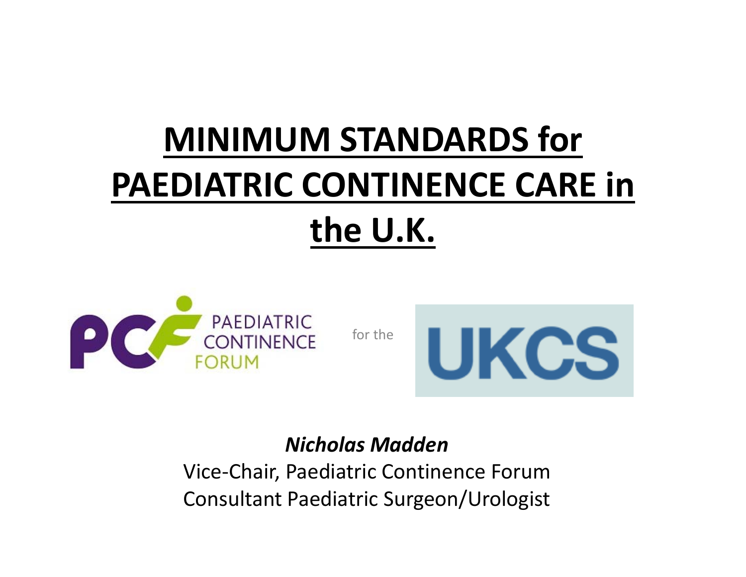# MINIMUM STANDARDS for PAEDIATRIC CONTINENCE CARE in the U.K.

PAEDIATRIC CONTINENCE FORUM

for the

UKCS

***Nicholas Madden***

Vice-Chair, Paediatric Continence Forum

Consultant Paediatric Surgeon/Urologist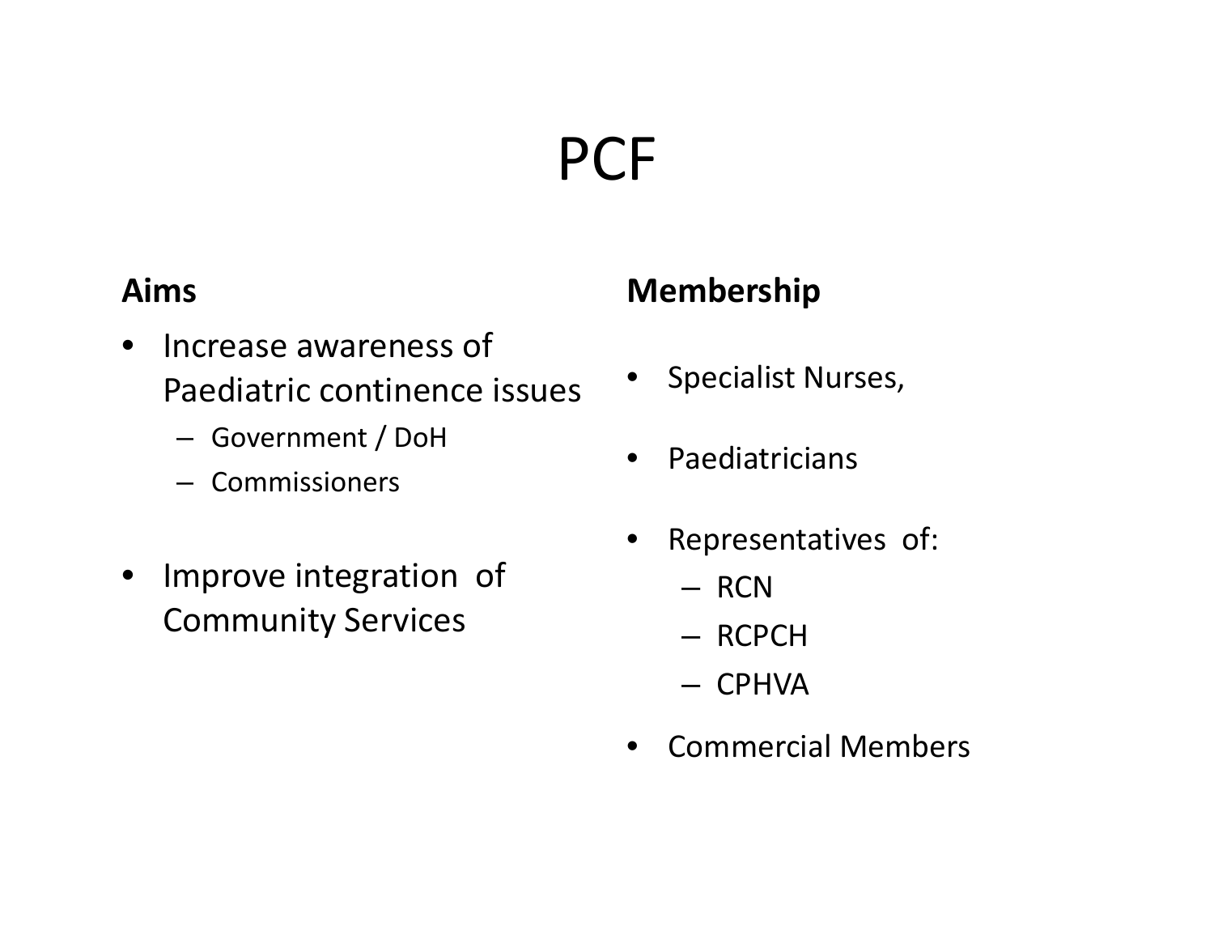# PCF

**Aims**

- Increase awareness of Paediatric continence issues
  - Government / DoH
  - Commissioners
- Improve integration of Community Services

**Membership**

- Specialist Nurses,
- Paediatricians
- Representatives of:
  - RCN
  - RCPCH
  - CPHVA
- Commercial Members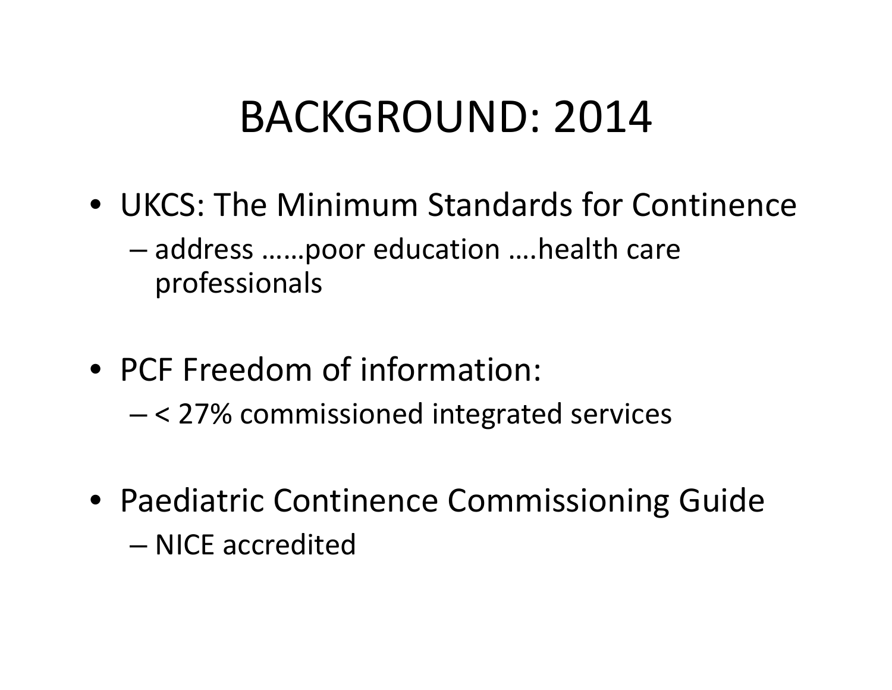# BACKGROUND: 2014

- UKCS: The Minimum Standards for Continence
  - address ……poor education ….health care professionals

- PCF Freedom of information:
  - < 27% commissioned integrated services

- Paediatric Continence Commissioning Guide
  - NICE accredited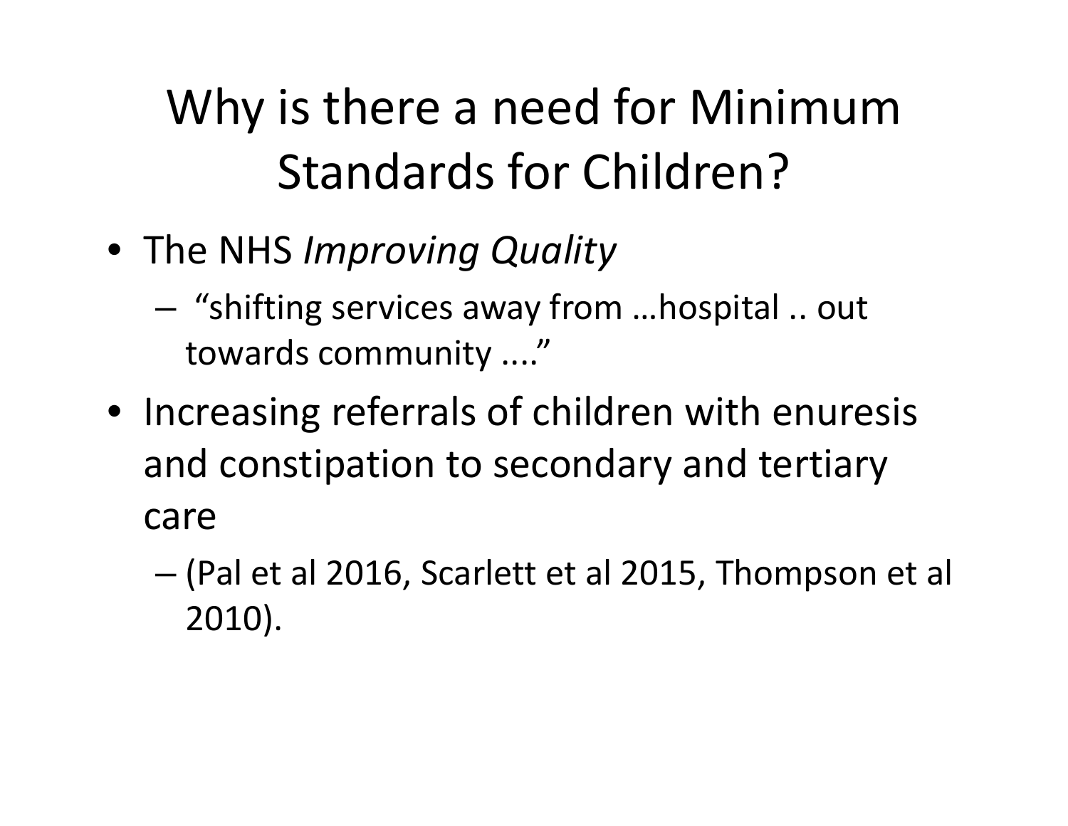# Why is there a need for Minimum Standards for Children?

- The NHS *Improving Quality*
  - "shifting services away from …hospital .. out towards community ...."
- Increasing referrals of children with enuresis and constipation to secondary and tertiary care
  - (Pal et al 2016, Scarlett et al 2015, Thompson et al 2010).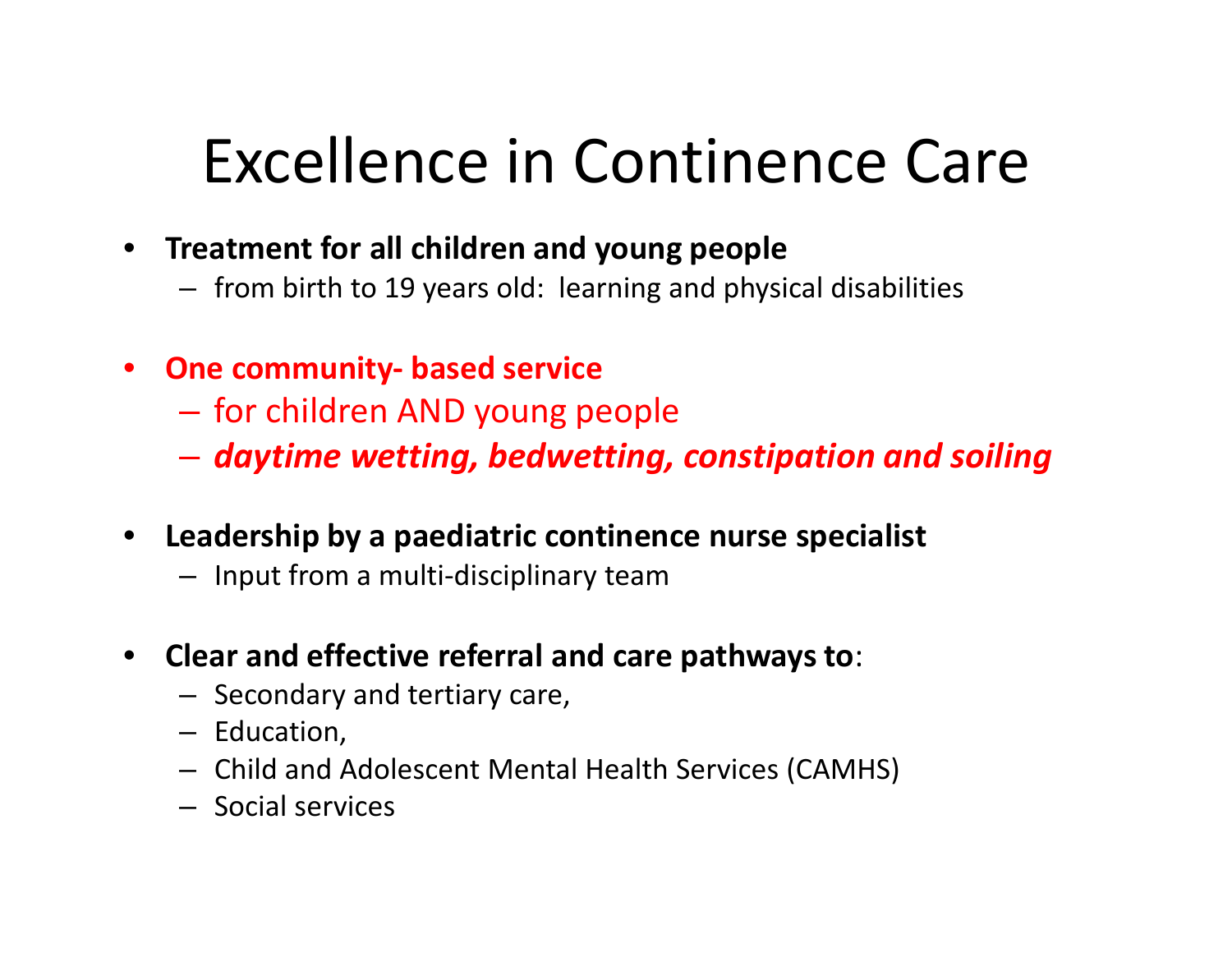# Excellence in Continence Care

- **Treatment for all children and young people**
  - from birth to 19 years old: learning and physical disabilities
- **One community- based service**
  - for children AND young people
  - ***daytime wetting, bedwetting, constipation and soiling***
- **Leadership by a paediatric continence nurse specialist**
  - Input from a multi-disciplinary team
- **Clear and effective referral and care pathways to**:
  - Secondary and tertiary care,
  - Education,
  - Child and Adolescent Mental Health Services (CAMHS)
  - Social services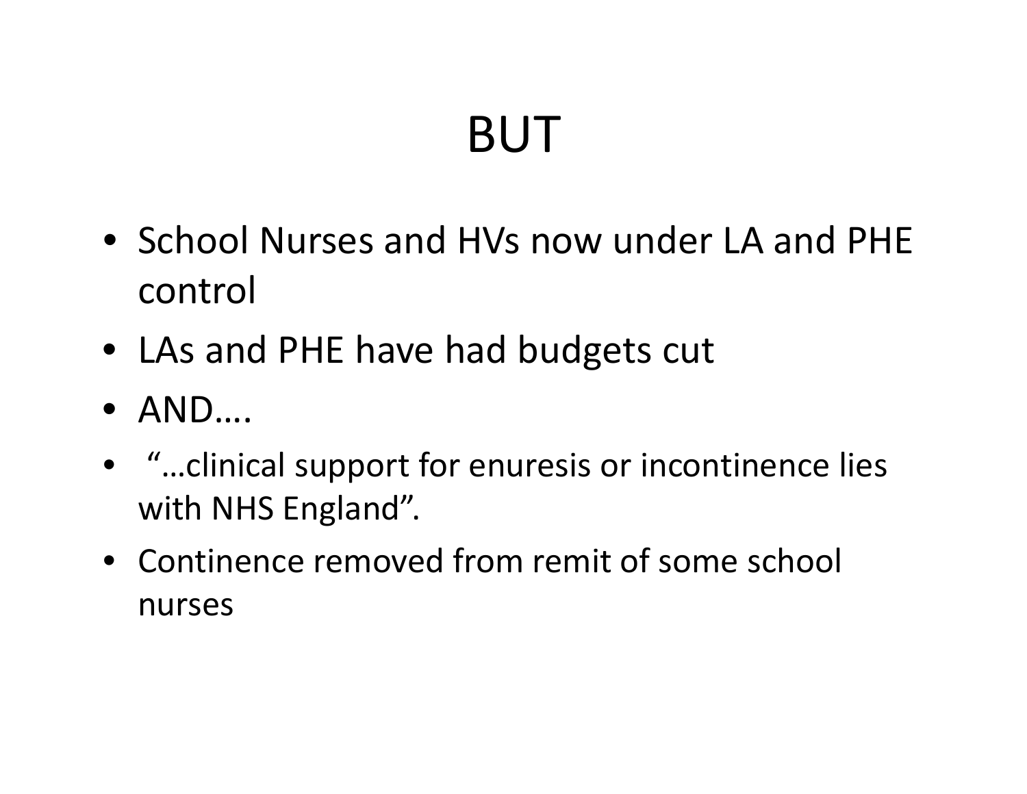# BUT

- School Nurses and HVs now under LA and PHE control
- LAs and PHE have had budgets cut
- AND….
- "…clinical support for enuresis or incontinence lies with NHS England".
- Continence removed from remit of some school nurses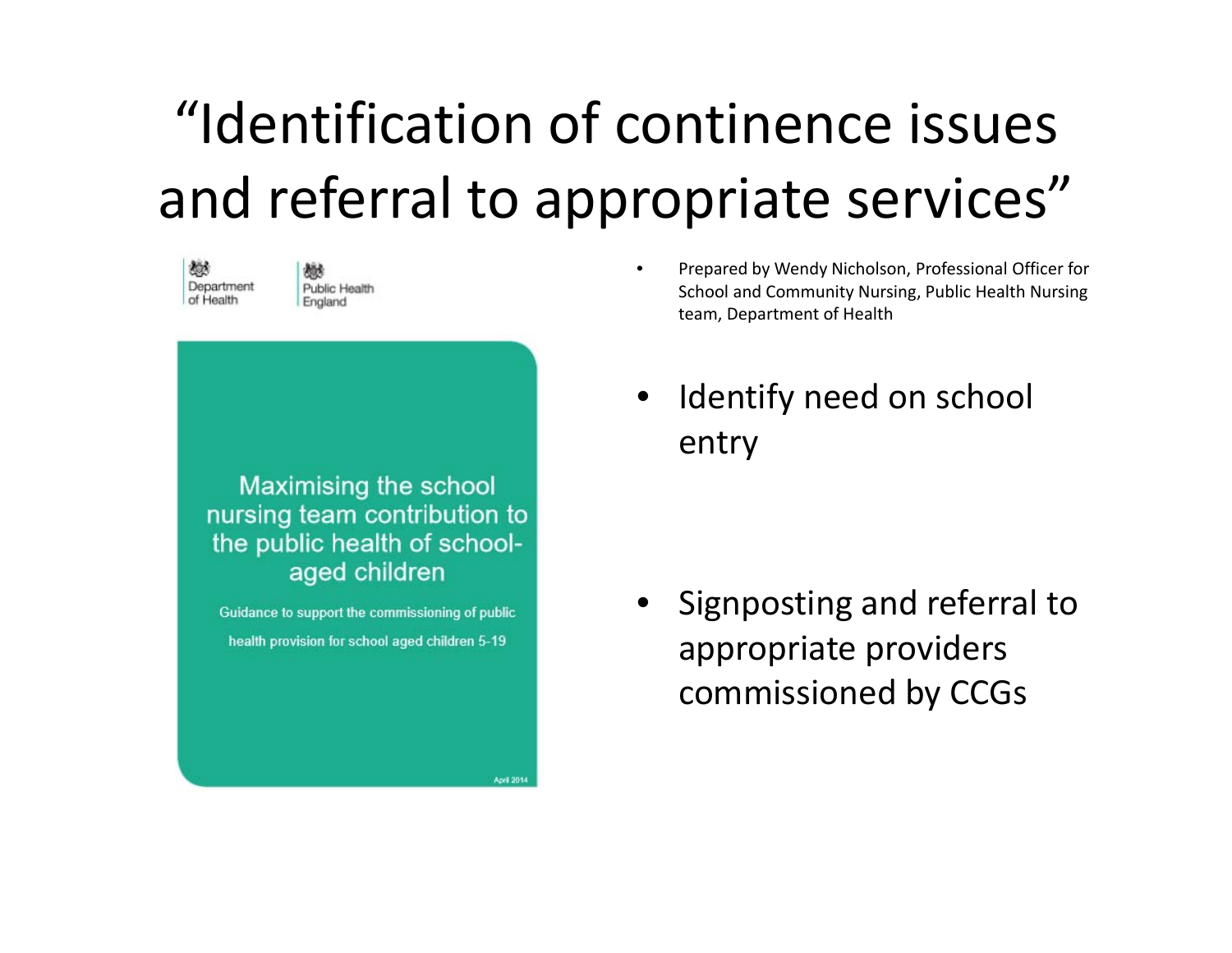# “Identification of continence issues and referral to appropriate services”

Department of Health

Public Health England

Maximising the school nursing team contribution to the public health of school-aged children

Guidance to support the commissioning of public health provision for school aged children 5-19

April 2014

- Prepared by Wendy Nicholson, Professional Officer for School and Community Nursing, Public Health Nursing team, Department of Health
- Identify need on school entry
- Signposting and referral to appropriate providers commissioned by CCGs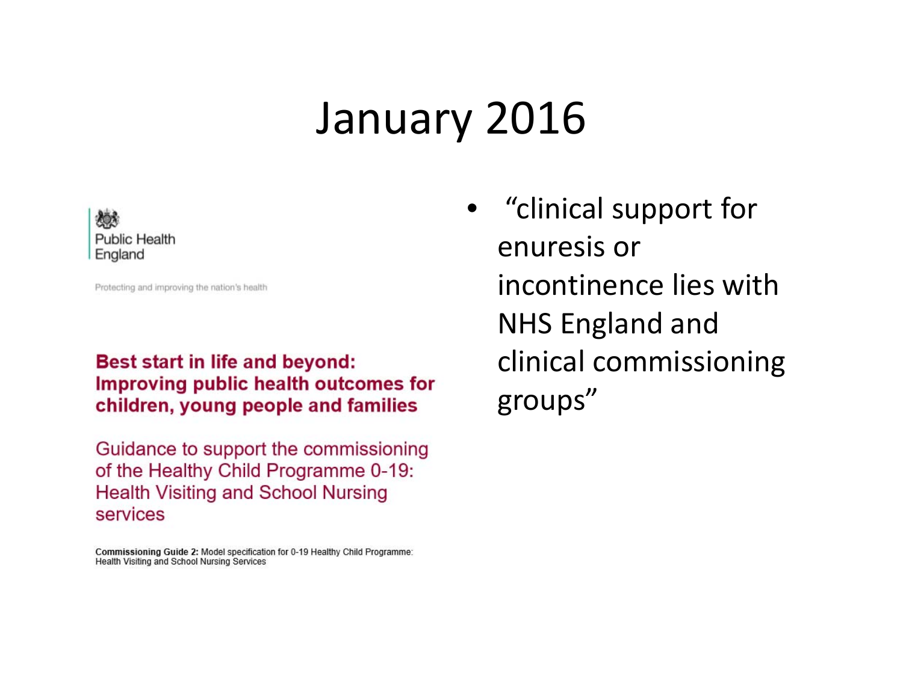# January 2016

Public Health England

Protecting and improving the nation's health

**Best start in life and beyond: Improving public health outcomes for children, young people and families**

Guidance to support the commissioning of the Healthy Child Programme 0-19: Health Visiting and School Nursing services

**Commissioning Guide 2:** Model specification for 0-19 Healthy Child Programme: Health Visiting and School Nursing Services

- "clinical support for enuresis or incontinence lies with NHS England and clinical commissioning groups"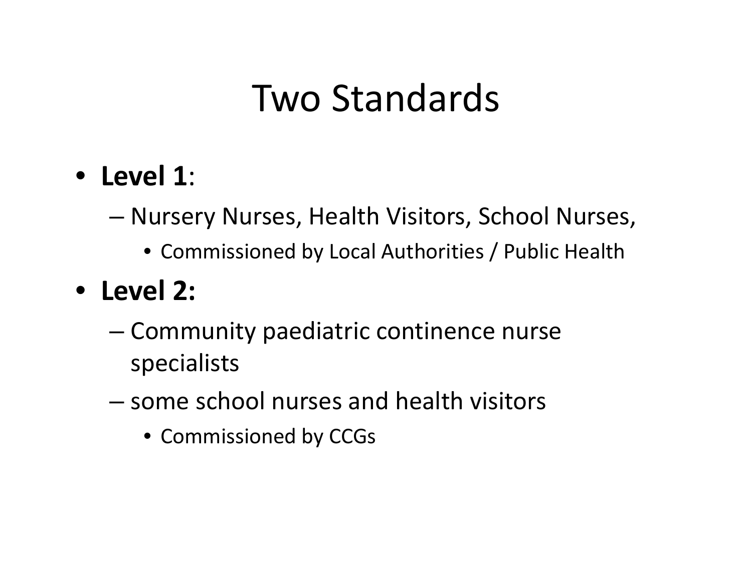# Two Standards

- **Level 1**:
  - Nursery Nurses, Health Visitors, School Nurses,
    - Commissioned by Local Authorities / Public Health
- **Level 2:**
  - Community paediatric continence nurse specialists
  - some school nurses and health visitors
    - Commissioned by CCGs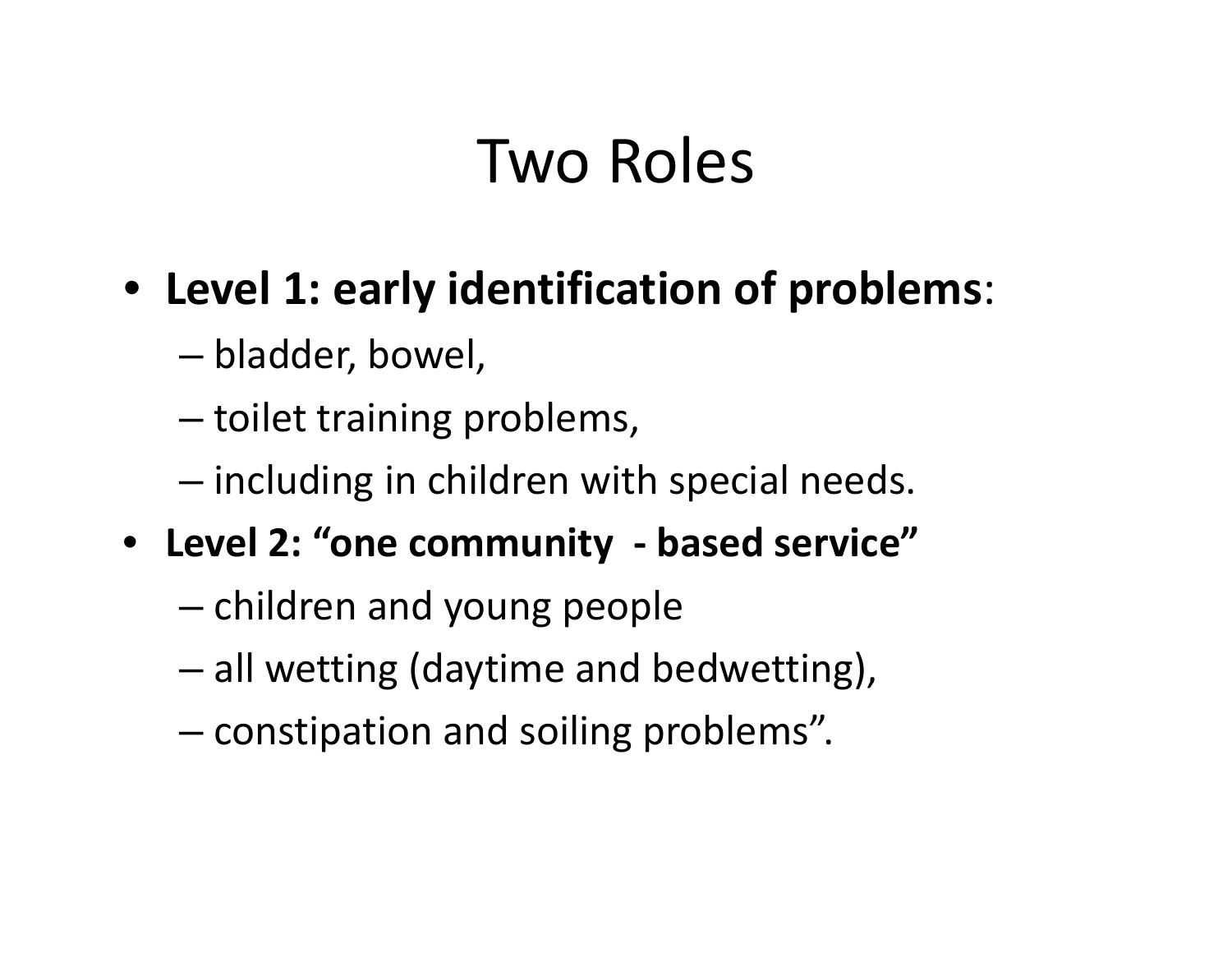# Two Roles

- **Level 1: early identification of problems**:
  - bladder, bowel,
  - toilet training problems,
  - including in children with special needs.
- **Level 2: "one community - based service"**
  - children and young people
  - all wetting (daytime and bedwetting),
  - constipation and soiling problems".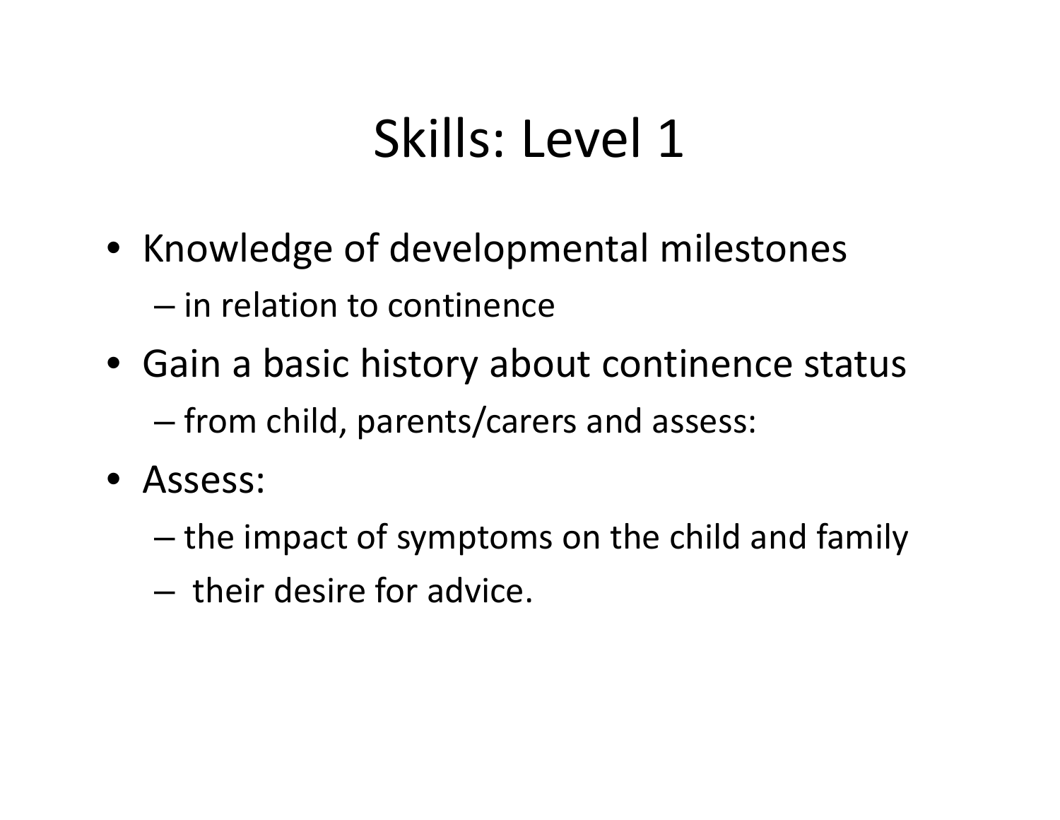# Skills: Level 1

- Knowledge of developmental milestones
  - in relation to continence
- Gain a basic history about continence status
  - from child, parents/carers and assess:
- Assess:
  - the impact of symptoms on the child and family
  - their desire for advice.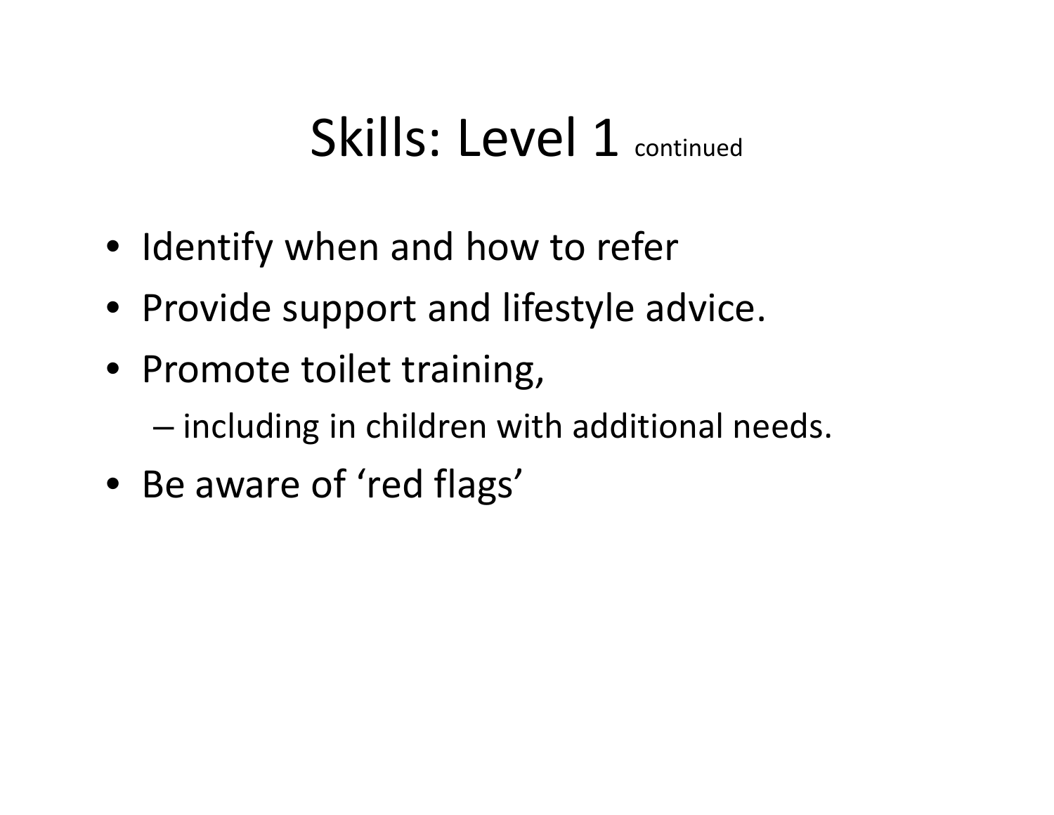# Skills: Level 1 continued

- Identify when and how to refer
- Provide support and lifestyle advice.
- Promote toilet training,
  - including in children with additional needs.
- Be aware of 'red flags'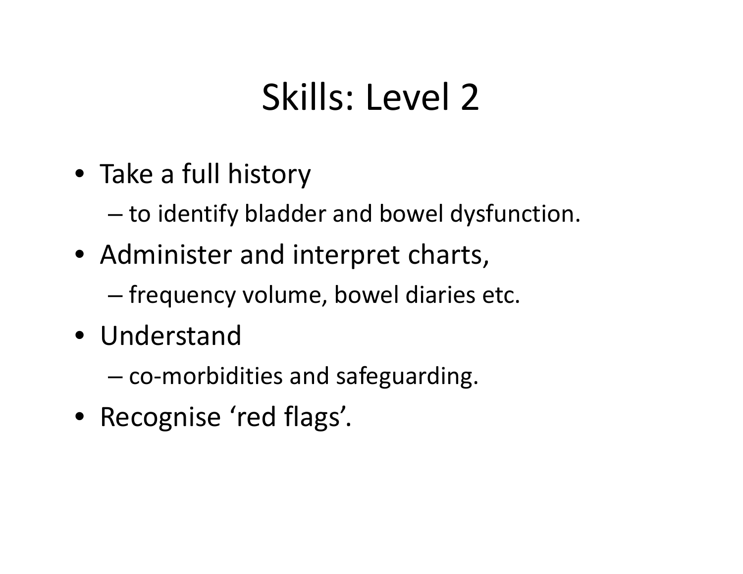# Skills: Level 2

- Take a full history
  - to identify bladder and bowel dysfunction.
- Administer and interpret charts,
  - frequency volume, bowel diaries etc.
- Understand
  - co-morbidities and safeguarding.
- Recognise ‘red flags’.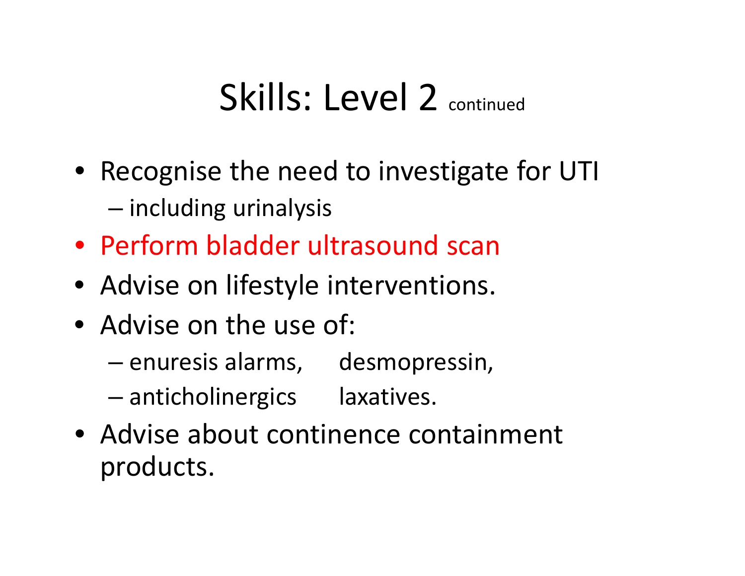# Skills: Level 2 continued

- Recognise the need to investigate for UTI
  - including urinalysis
- Perform bladder ultrasound scan
- Advise on lifestyle interventions.
- Advise on the use of:
  - enuresis alarms, desmopressin,
  - anticholinergics laxatives.
- Advise about continence containment products.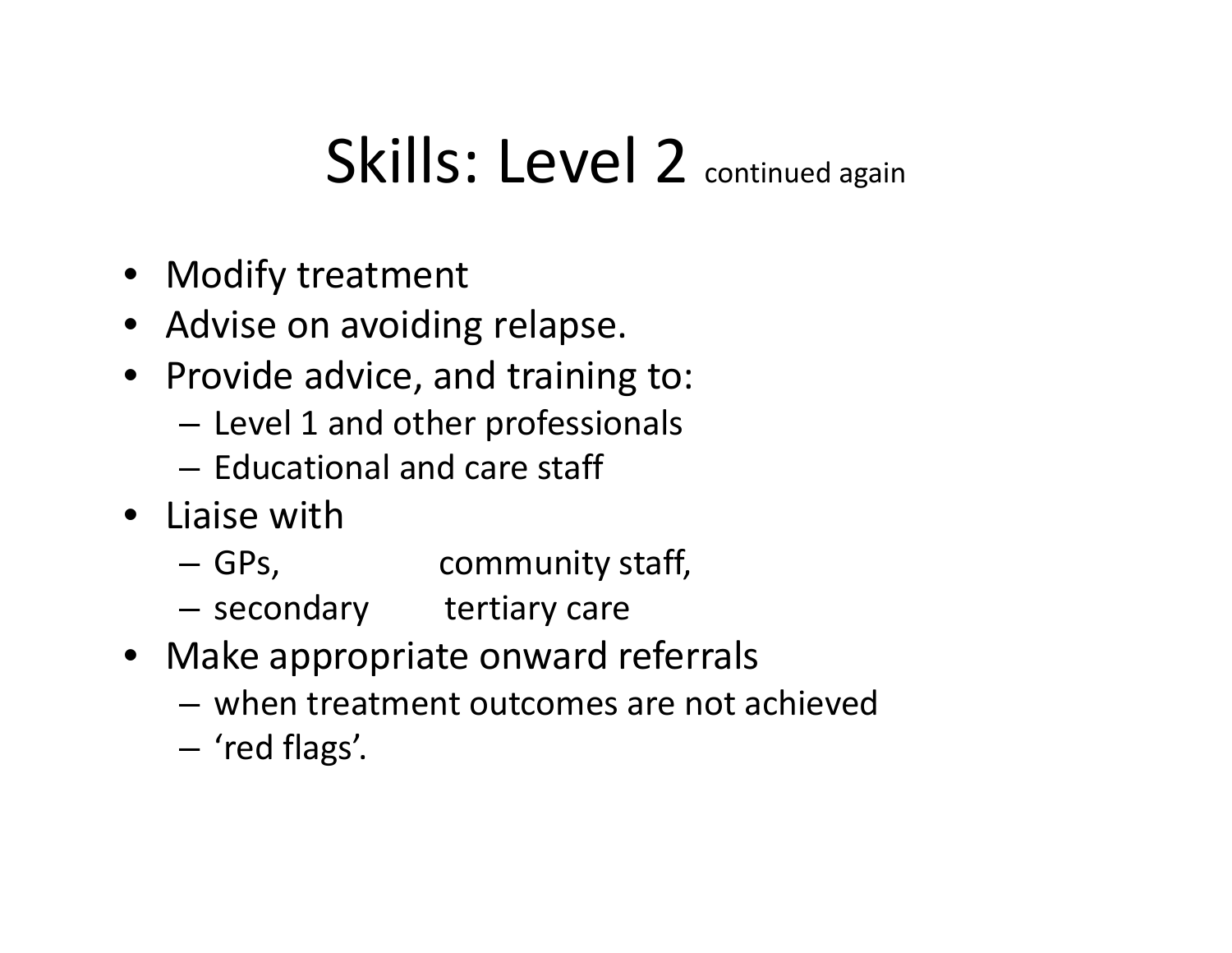# Skills: Level 2 continued again

- Modify treatment
- Advise on avoiding relapse.
- Provide advice, and training to:
  - Level 1 and other professionals
  - Educational and care staff
- Liaise with
  - GPs, community staff,
  - secondary tertiary care
- Make appropriate onward referrals
  - when treatment outcomes are not achieved
  - ‘red flags’.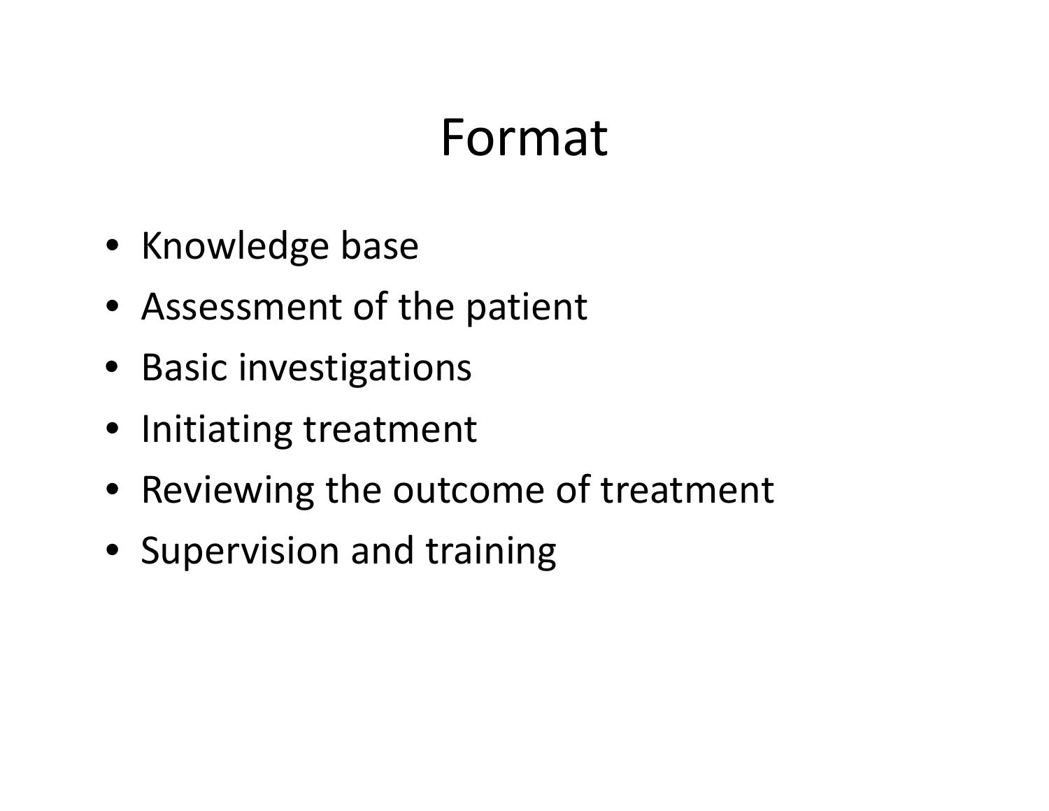# Format

- Knowledge base
- Assessment of the patient
- Basic investigations
- Initiating treatment
- Reviewing the outcome of treatment
- Supervision and training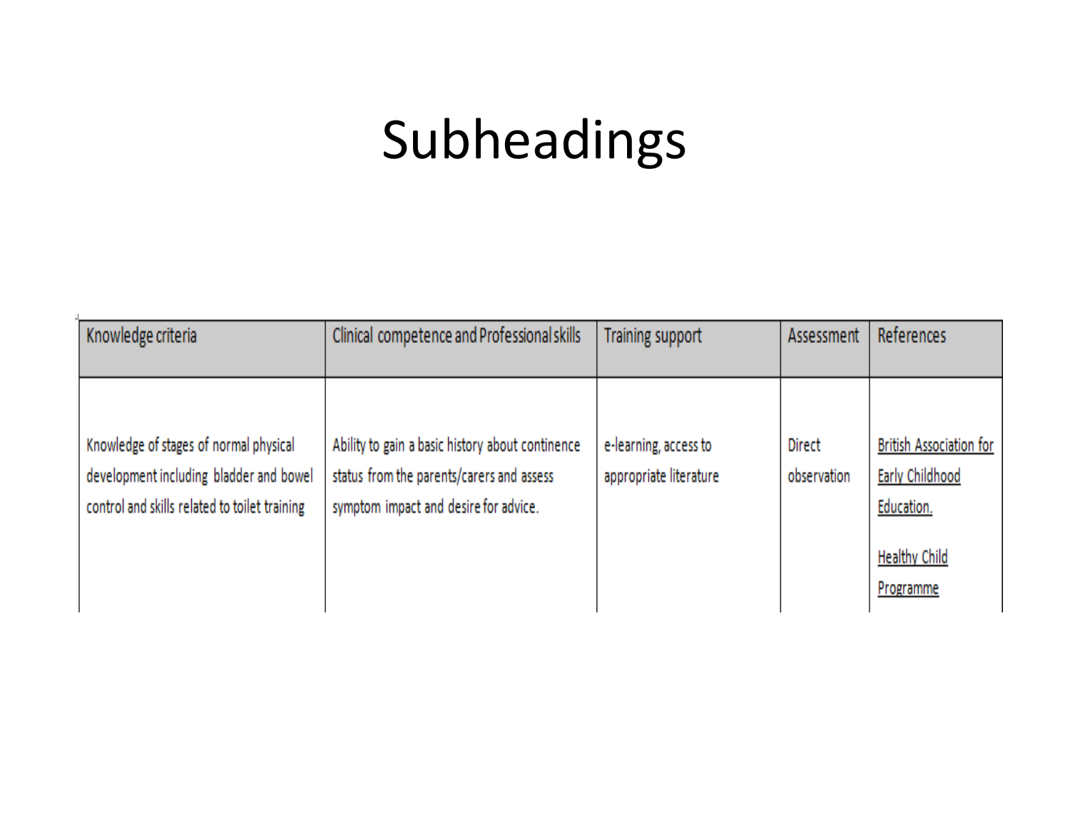# Subheadings

| Knowledge criteria | Clinical competence and Professional skills | Training support | Assessment | References |
|---|---|---|---|---|
| Knowledge of stages of normal physical development including bladder and bowel control and skills related to toilet training | Ability to gain a basic history about continence status from the parents/carers and assess symptom impact and desire for advice. | e-learning, access to appropriate literature | Direct observation | British Association for Early Childhood Education.<br><br>Healthy Child Programme |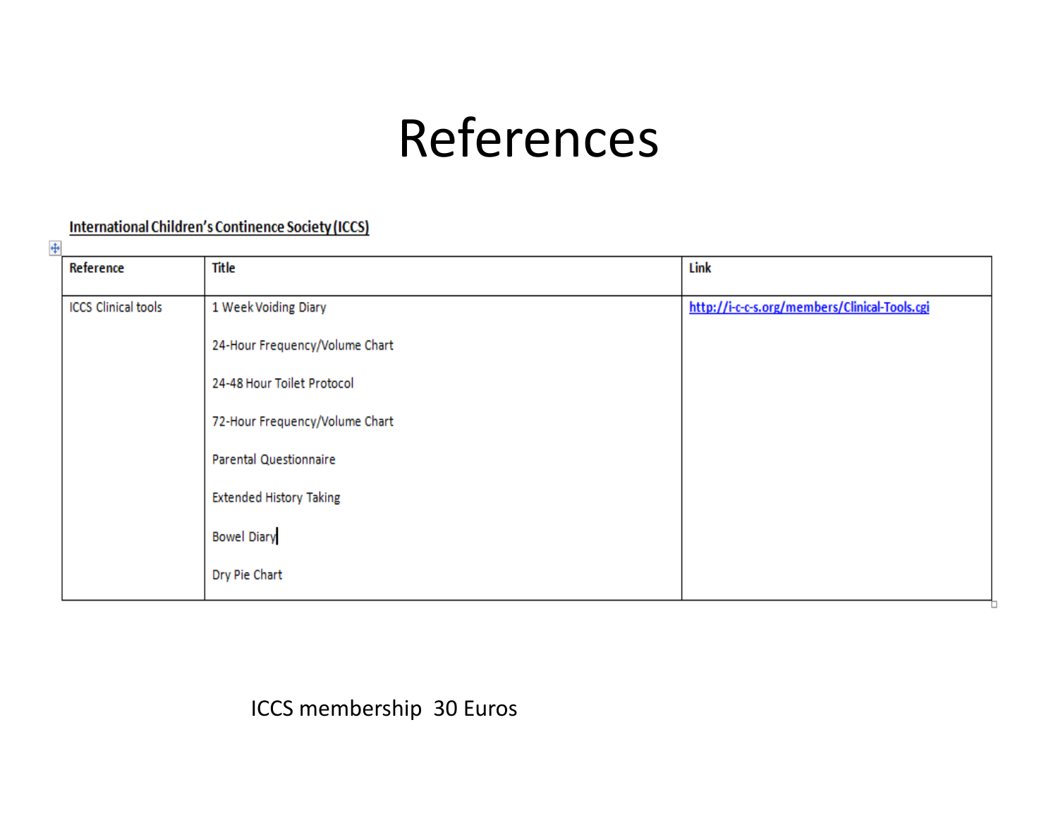# References

**International Children's Continence Society (ICCS)**

| Reference | Title | Link |
|---|---|---|
| ICCS Clinical tools | 1 Week Voiding Diary<br><br>24-Hour Frequency/Volume Chart<br><br>24-48 Hour Toilet Protocol<br><br>72-Hour Frequency/Volume Chart<br><br>Parental Questionnaire<br><br>Extended History Taking<br><br>Bowel Diary<br><br>Dry Pie Chart | http://i-c-c-s.org/members/Clinical-Tools.cgi |

ICCS membership 30 Euros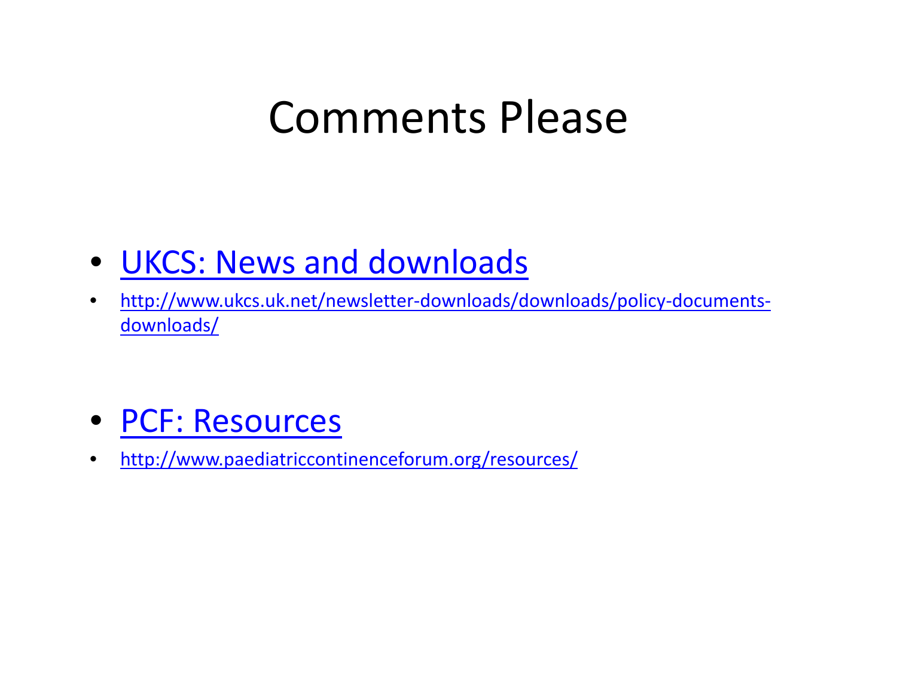# Comments Please

- UKCS: News and downloads
- http://www.ukcs.uk.net/newsletter-downloads/downloads/policy-documents-downloads/

- PCF: Resources
- http://www.paediatriccontinenceforum.org/resources/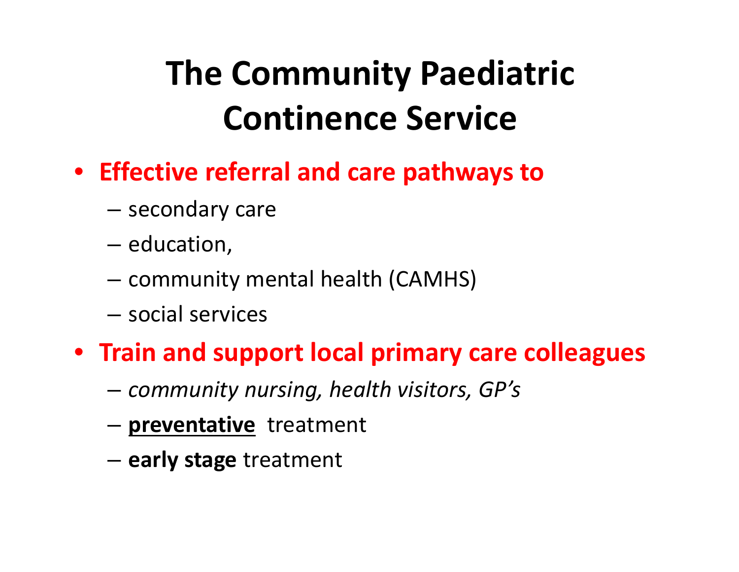# The Community Paediatric Continence Service

- **Effective referral and care pathways to**
  - secondary care
  - education,
  - community mental health (CAMHS)
  - social services
- **Train and support local primary care colleagues**
  - *community nursing, health visitors, GP's*
  - **preventative** treatment
  - **early stage** treatment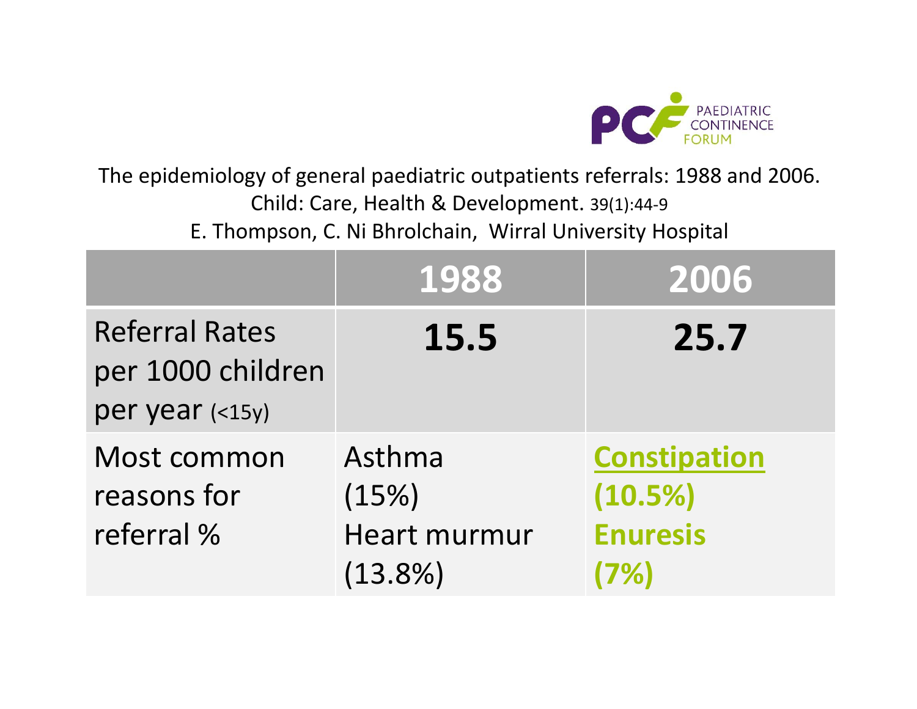The epidemiology of general paediatric outpatients referrals: 1988 and 2006.
Child: Care, Health & Development. 39(1):44-9
E. Thompson, C. Ni Bhrolchain, Wirral University Hospital

| | **1988** | **2006** |
|---|---|---|
| Referral Rates per 1000 children per year (<15y) | **15.5** | **25.7** |
| Most common reasons for referral % | Asthma (15%) Heart murmur (13.8%) | **Constipation (10.5%) Enuresis (7%)** |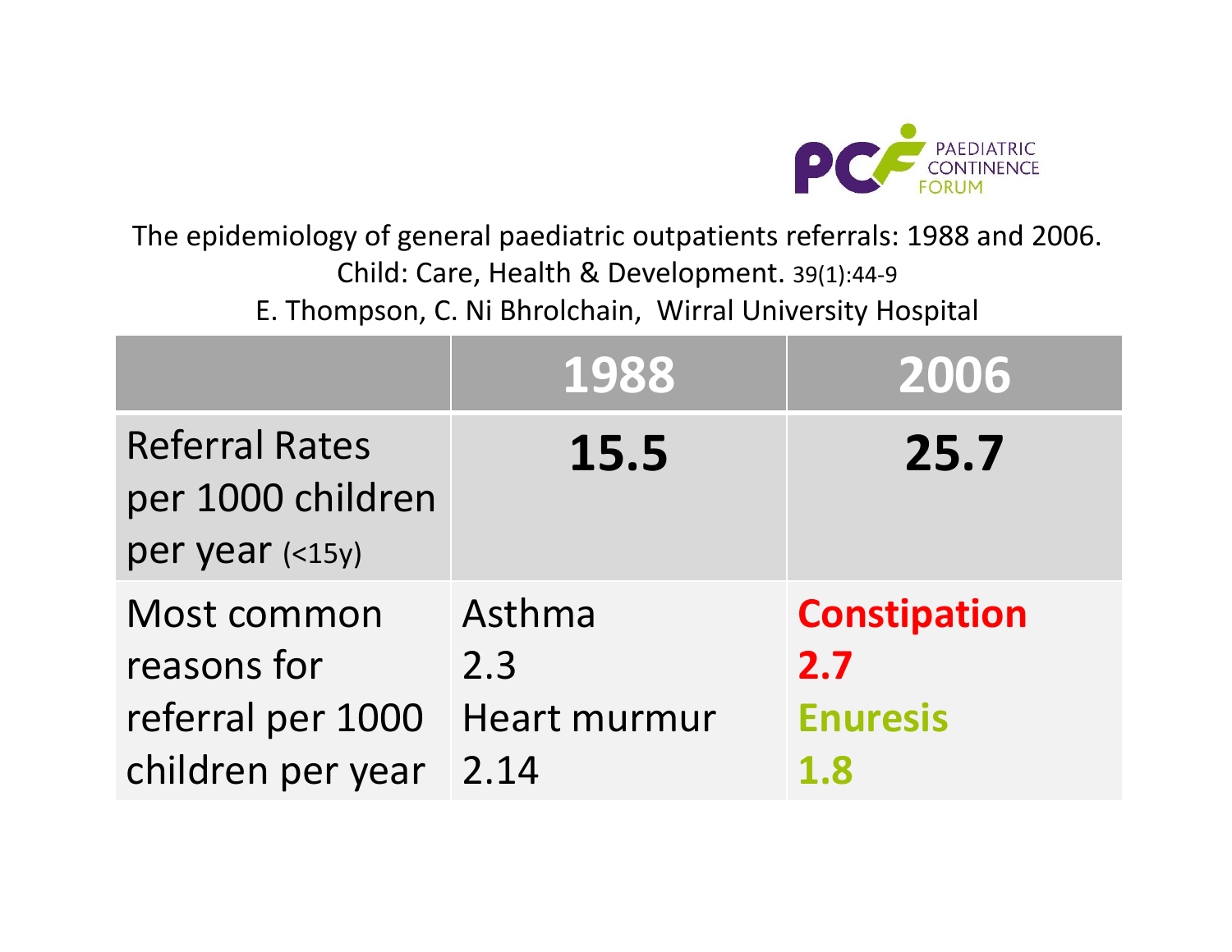PAEDIATRIC CONTINENCE FORUM

The epidemiology of general paediatric outpatients referrals: 1988 and 2006.
Child: Care, Health & Development. 39(1):44-9
E. Thompson, C. Ni Bhrolchain, Wirral University Hospital

| | 1988 | 2006 |
|---|---|---|
| Referral Rates per 1000 children per year (<15y) | **15.5** | **25.7** |
| Most common reasons for referral per 1000 children per year | Asthma<br>2.3<br>Heart murmur<br>2.14 | **Constipation**<br>**2.7**<br>**Enuresis**<br>**1.8** |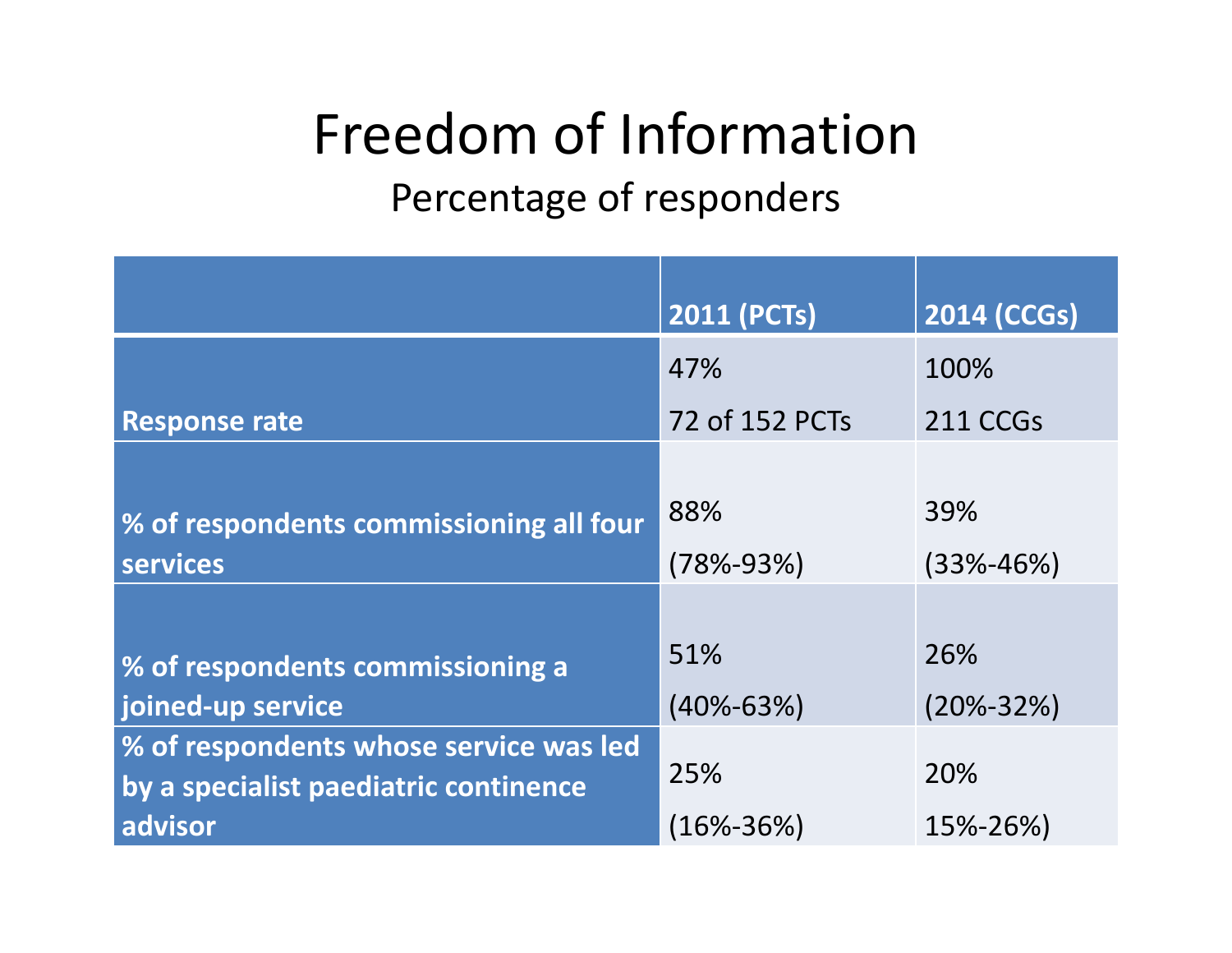# Freedom of Information

## Percentage of responders

| | 2011 (PCTs) | 2014 (CCGs) |
|---|---|---|
| **Response rate** | 47%<br>72 of 152 PCTs | 100%<br>211 CCGs |
| **% of respondents commissioning all four services** | 88%<br>(78%-93%) | 39%<br>(33%-46%) |
| **% of respondents commissioning a joined-up service** | 51%<br>(40%-63%) | 26%<br>(20%-32%) |
| **% of respondents whose service was led by a specialist paediatric continence advisor** | 25%<br>(16%-36%) | 20%<br>15%-26%) |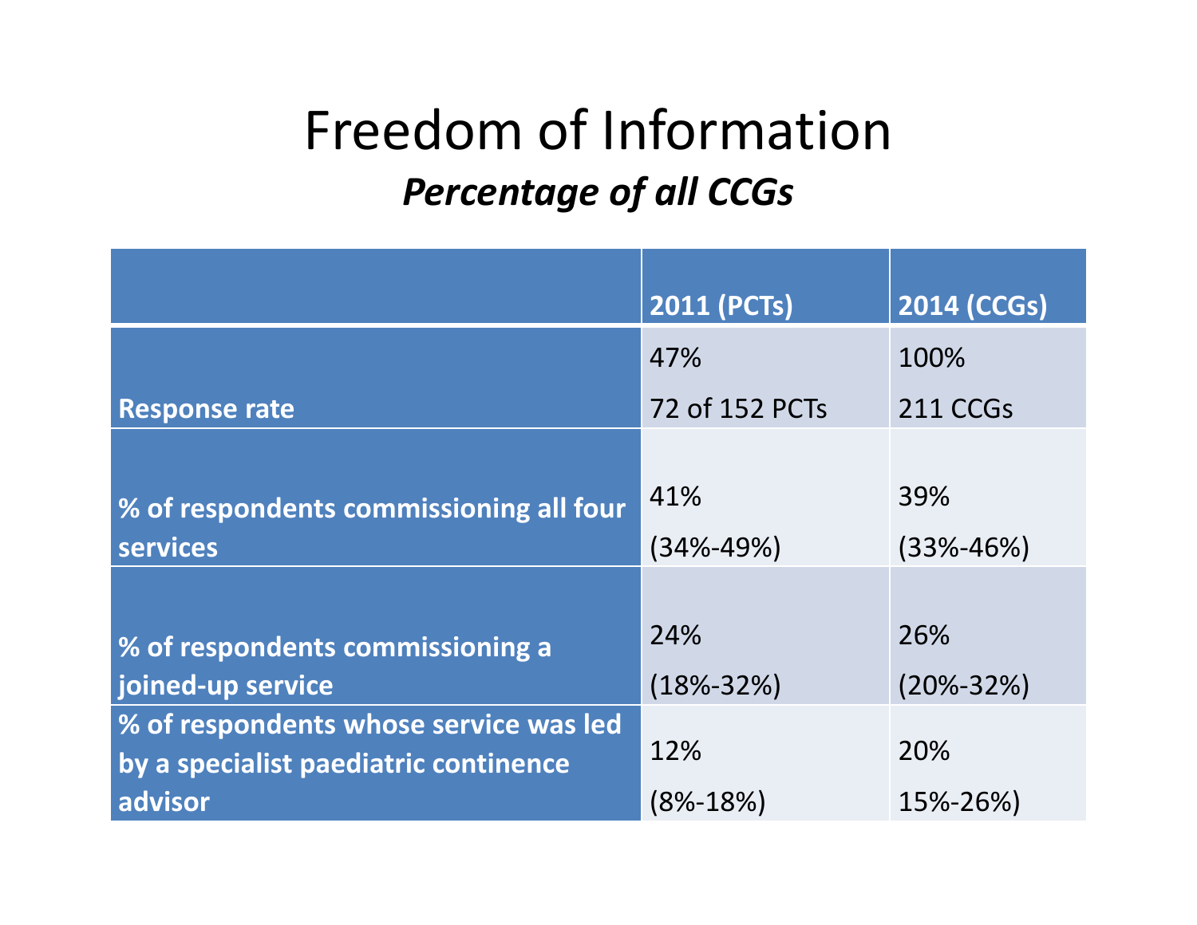# Freedom of Information

## *Percentage of all CCGs*

| | 2011 (PCTs) | 2014 (CCGs) |
|---|---|---|
| Response rate | 47%<br>72 of 152 PCTs | 100%<br>211 CCGs |
| % of respondents commissioning all four services | 41%<br>(34%-49%) | 39%<br>(33%-46%) |
| % of respondents commissioning a joined-up service | 24%<br>(18%-32%) | 26%<br>(20%-32%) |
| % of respondents whose service was led by a specialist paediatric continence advisor | 12%<br>(8%-18%) | 20%<br>15%-26%) |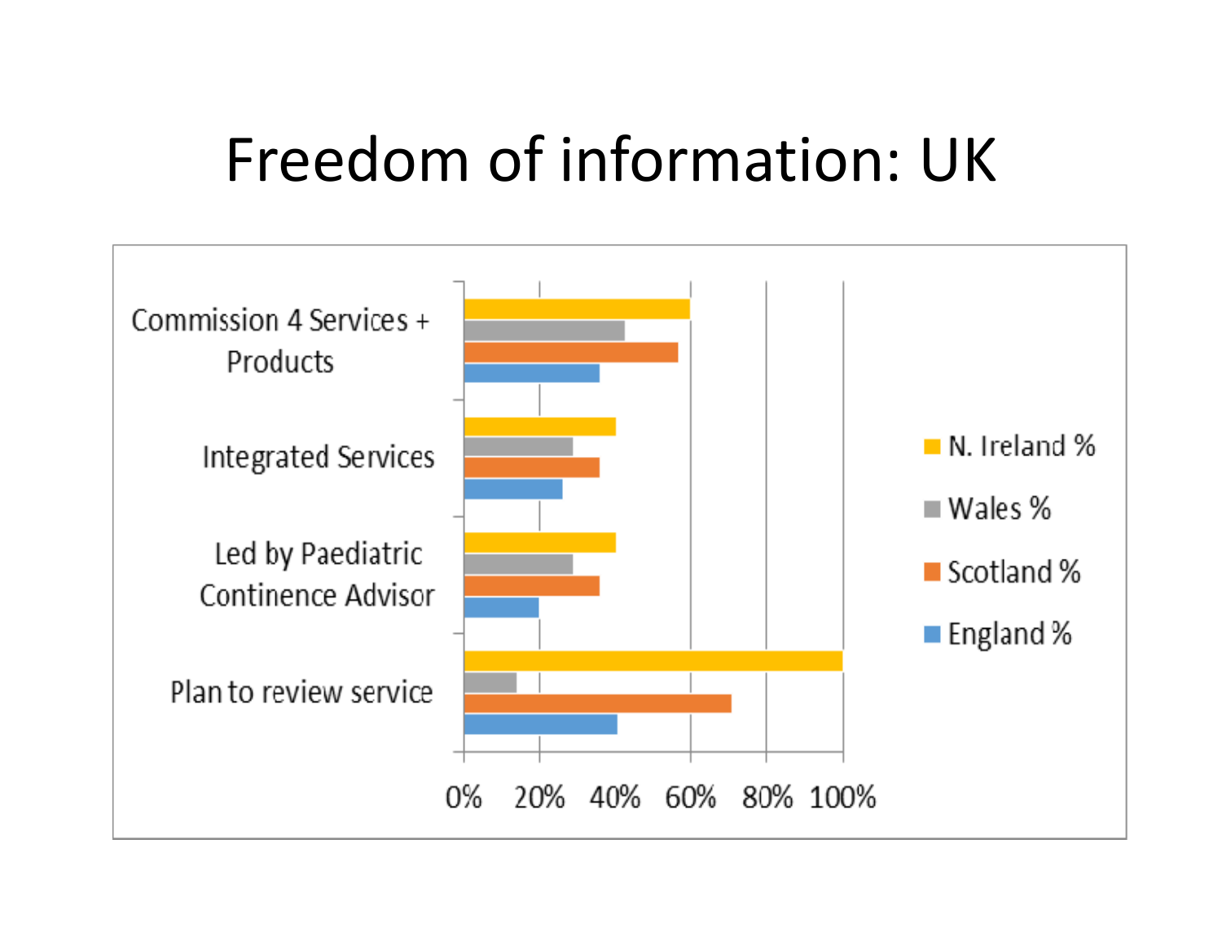# Freedom of information: UK

Categories: Commission 4 Services + Products; Integrated Services; Led by Paediatric Continence Advisor; Plan to review service

Legend: N. Ireland %; Wales %; Scotland %; England %

Axis: 0% 20% 40% 60% 80% 100%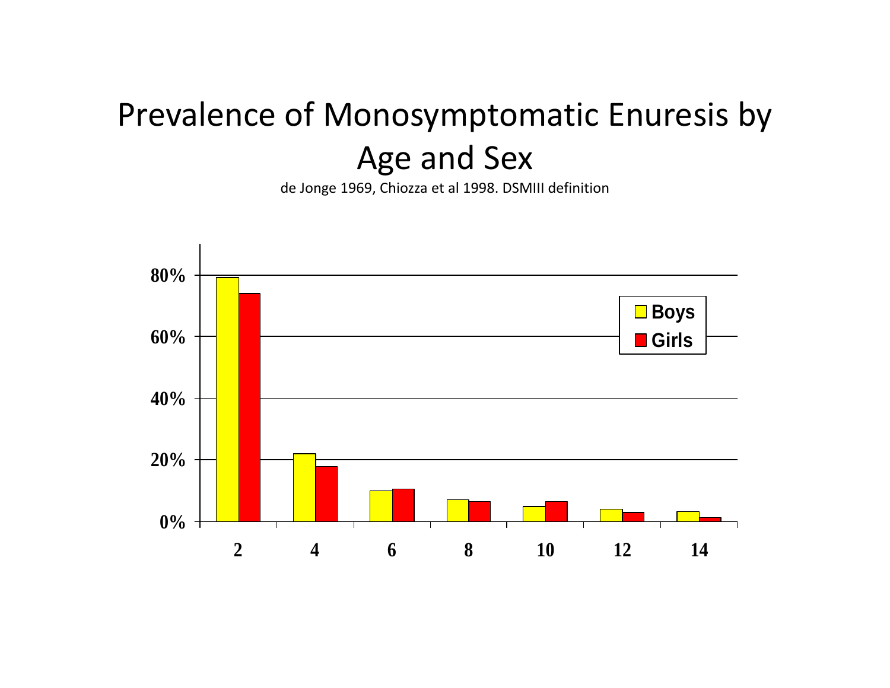# Prevalence of Monosymptomatic Enuresis by Age and Sex

de Jonge 1969, Chiozza et al 1998. DSMIII definition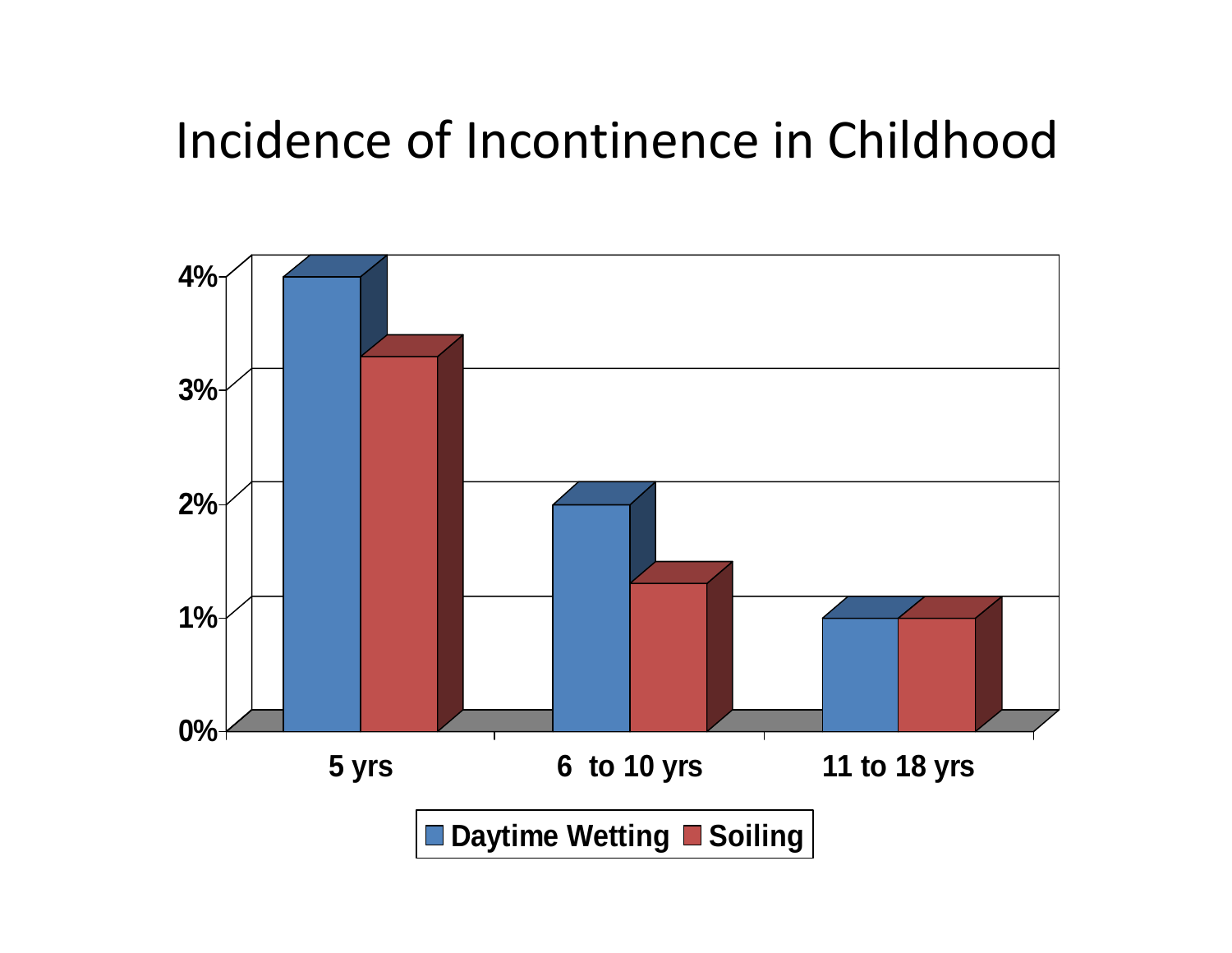# Incidence of Incontinence in Childhood

4%

3%

2%

1%

0%

5 yrs

6 to 10 yrs

11 to 18 yrs

Daytime Wetting

Soiling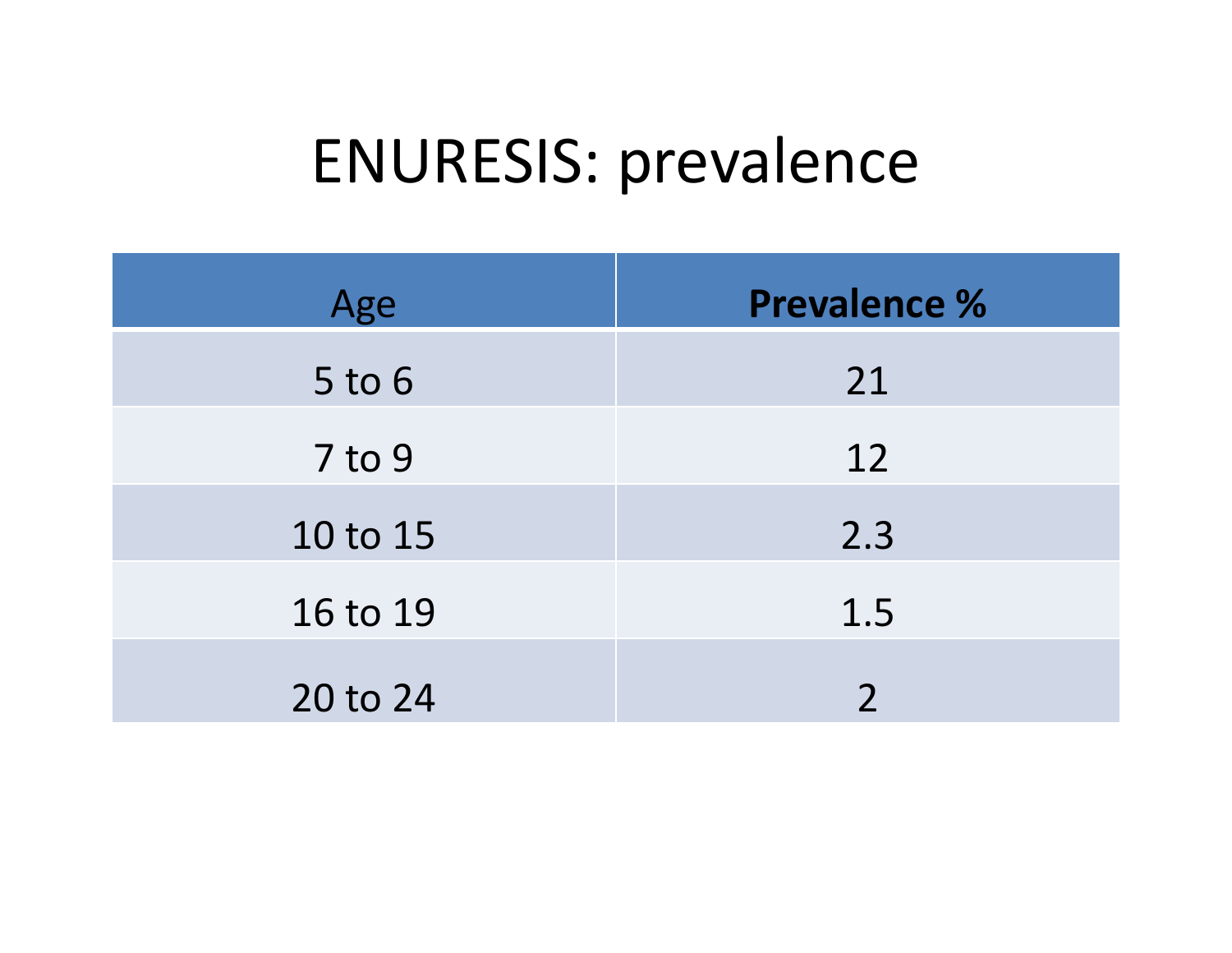# ENURESIS: prevalence

| Age | **Prevalence %** |
|---|---|
| 5 to 6 | 21 |
| 7 to 9 | 12 |
| 10 to 15 | 2.3 |
| 16 to 19 | 1.5 |
| 20 to 24 | 2 |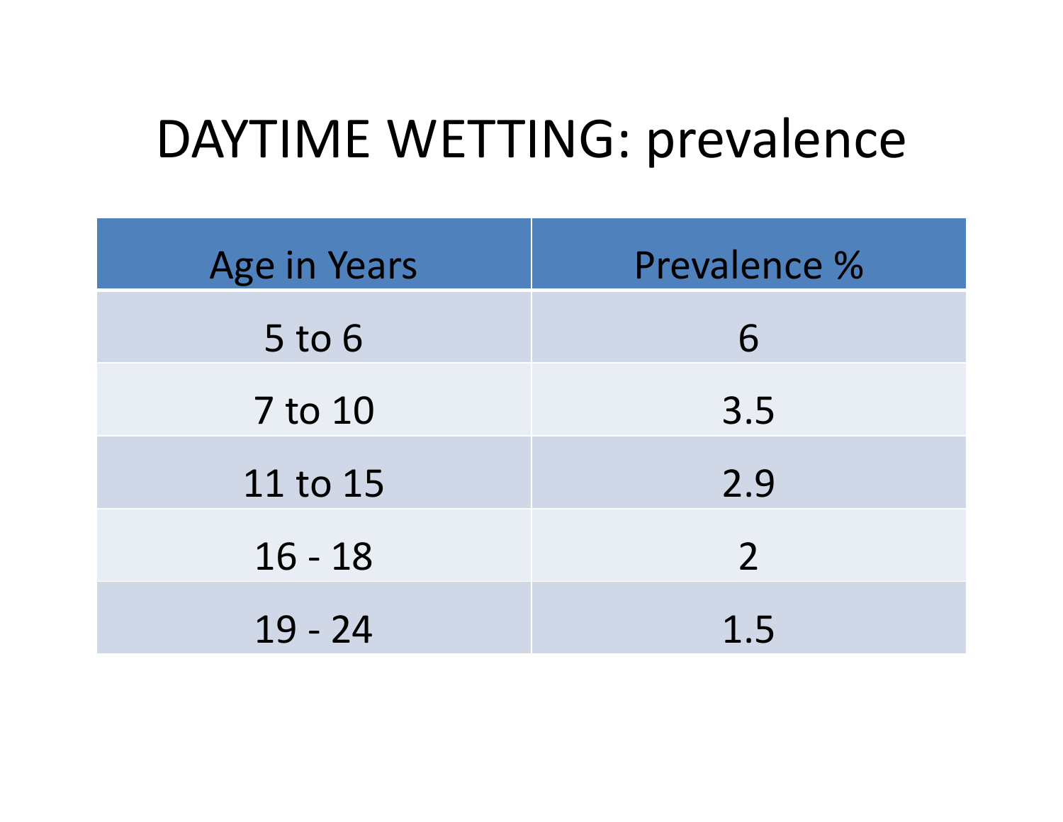# DAYTIME WETTING: prevalence

| Age in Years | Prevalence % |
|---|---|
| 5 to 6 | 6 |
| 7 to 10 | 3.5 |
| 11 to 15 | 2.9 |
| 16 - 18 | 2 |
| 19 - 24 | 1.5 |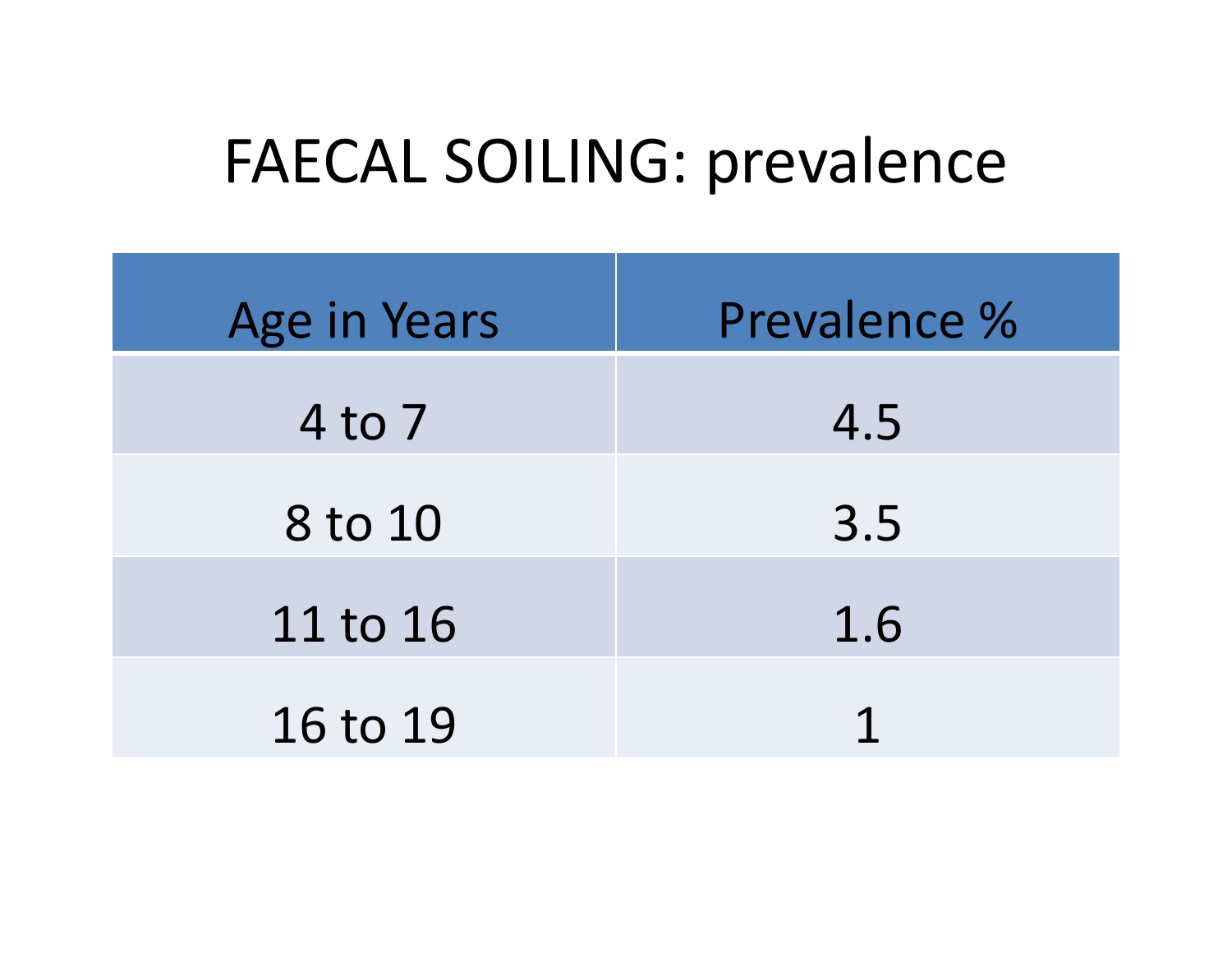# FAECAL SOILING: prevalence

| Age in Years | Prevalence % |
|---|---|
| 4 to 7 | 4.5 |
| 8 to 10 | 3.5 |
| 11 to 16 | 1.6 |
| 16 to 19 | 1 |